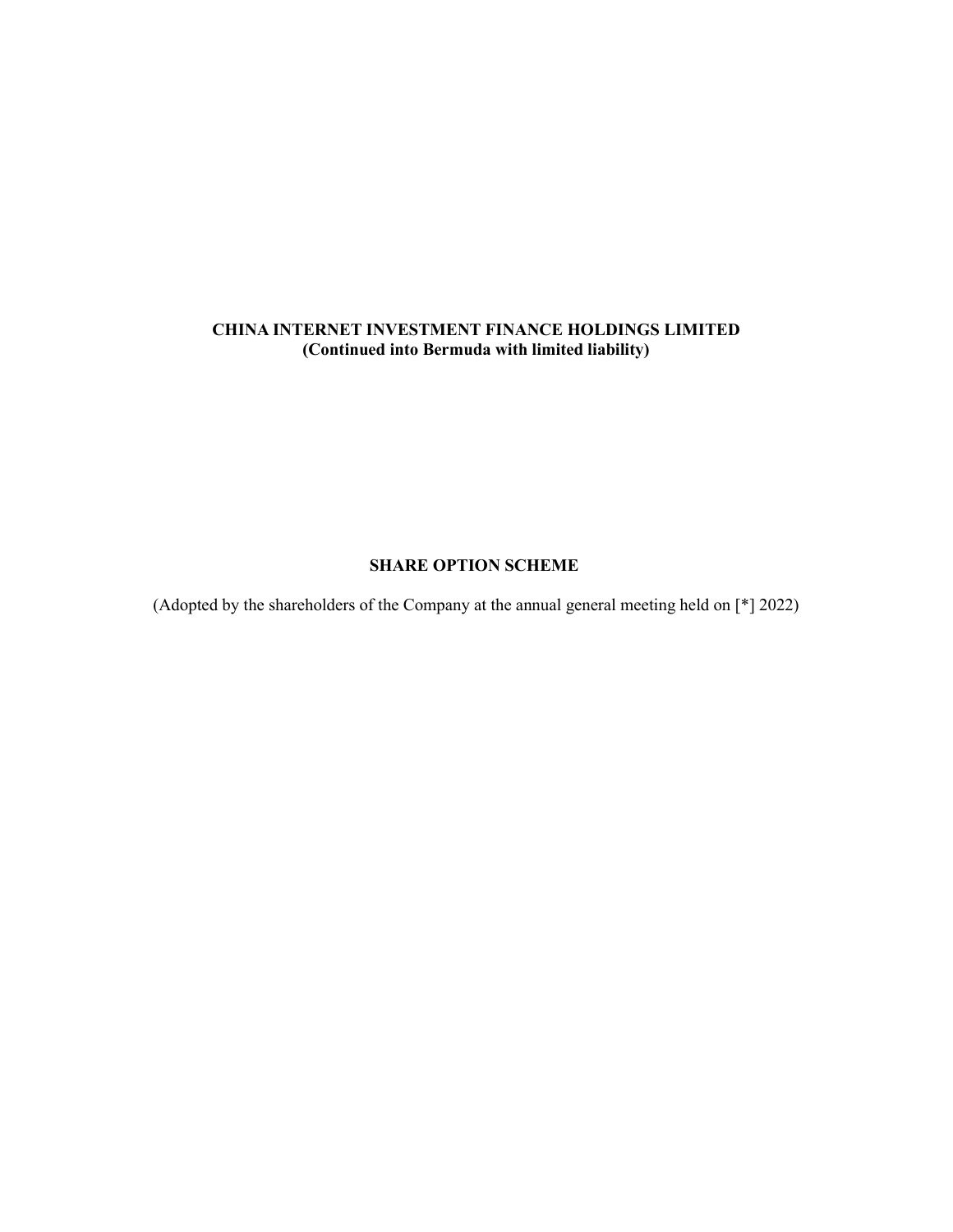**CHINA INTERNET INVESTMENT FINANCE HOLDINGS LIMITED**
**(Continued into Bermuda with limited liability)**

# SHARE OPTION SCHEME

(Adopted by the shareholders of the Company at the annual general meeting held on [*] 2022)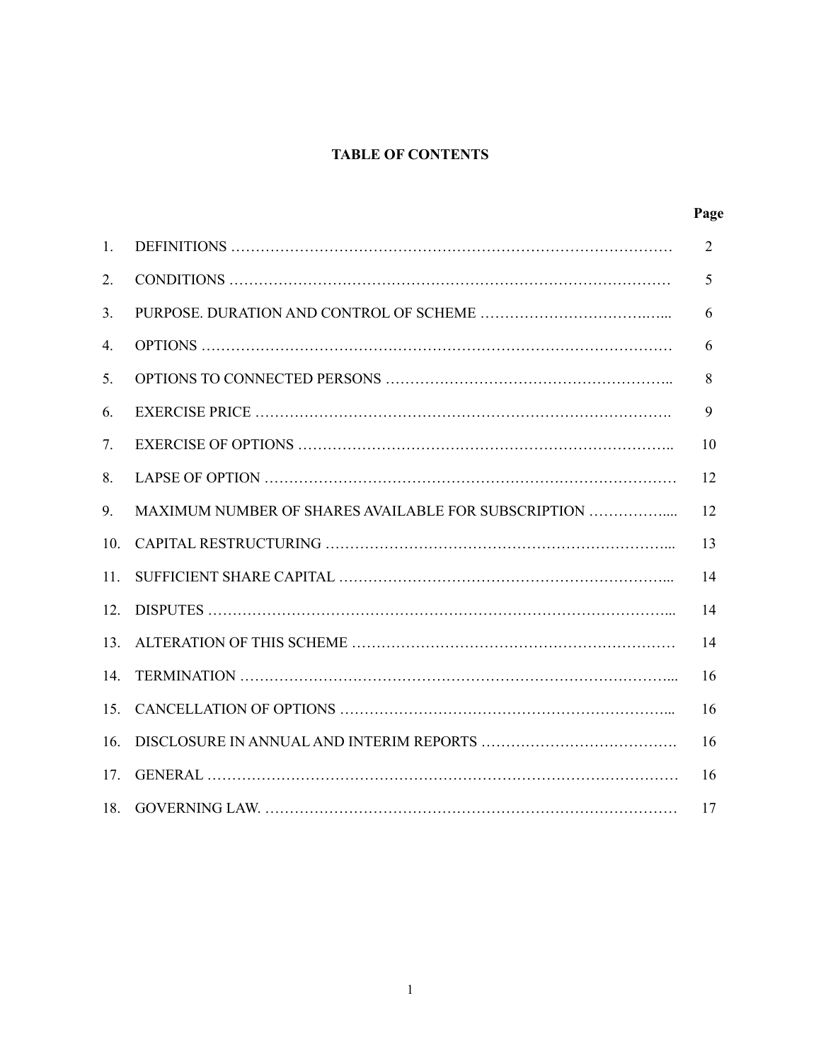**TABLE OF CONTENTS**

| | | Page |
|---|---|---|
| 1. | DEFINITIONS | 2 |
| 2. | CONDITIONS | 5 |
| 3. | PURPOSE. DURATION AND CONTROL OF SCHEME | 6 |
| 4. | OPTIONS | 6 |
| 5. | OPTIONS TO CONNECTED PERSONS | 8 |
| 6. | EXERCISE PRICE | 9 |
| 7. | EXERCISE OF OPTIONS | 10 |
| 8. | LAPSE OF OPTION | 12 |
| 9. | MAXIMUM NUMBER OF SHARES AVAILABLE FOR SUBSCRIPTION | 12 |
| 10. | CAPITAL RESTRUCTURING | 13 |
| 11. | SUFFICIENT SHARE CAPITAL | 14 |
| 12. | DISPUTES | 14 |
| 13. | ALTERATION OF THIS SCHEME | 14 |
| 14. | TERMINATION | 16 |
| 15. | CANCELLATION OF OPTIONS | 16 |
| 16. | DISCLOSURE IN ANNUAL AND INTERIM REPORTS | 16 |
| 17. | GENERAL | 16 |
| 18. | GOVERNING LAW. | 17 |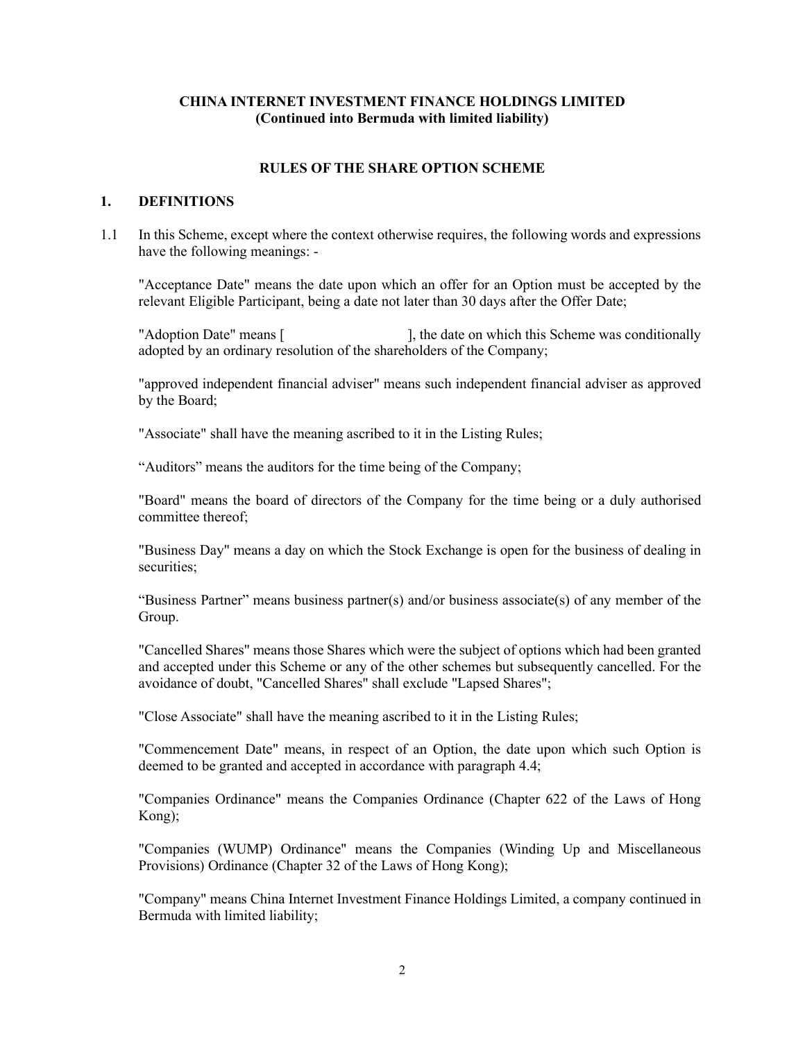**CHINA INTERNET INVESTMENT FINANCE HOLDINGS LIMITED**
**(Continued into Bermuda with limited liability)**

**RULES OF THE SHARE OPTION SCHEME**

## 1. DEFINITIONS

1.1 In this Scheme, except where the context otherwise requires, the following words and expressions have the following meanings: -

"Acceptance Date" means the date upon which an offer for an Option must be accepted by the relevant Eligible Participant, being a date not later than 30 days after the Offer Date;

"Adoption Date" means [ ], the date on which this Scheme was conditionally adopted by an ordinary resolution of the shareholders of the Company;

"approved independent financial adviser" means such independent financial adviser as approved by the Board;

"Associate" shall have the meaning ascribed to it in the Listing Rules;

"Auditors" means the auditors for the time being of the Company;

"Board" means the board of directors of the Company for the time being or a duly authorised committee thereof;

"Business Day" means a day on which the Stock Exchange is open for the business of dealing in securities;

"Business Partner" means business partner(s) and/or business associate(s) of any member of the Group.

"Cancelled Shares" means those Shares which were the subject of options which had been granted and accepted under this Scheme or any of the other schemes but subsequently cancelled. For the avoidance of doubt, "Cancelled Shares" shall exclude "Lapsed Shares";

"Close Associate" shall have the meaning ascribed to it in the Listing Rules;

"Commencement Date" means, in respect of an Option, the date upon which such Option is deemed to be granted and accepted in accordance with paragraph 4.4;

"Companies Ordinance" means the Companies Ordinance (Chapter 622 of the Laws of Hong Kong);

"Companies (WUMP) Ordinance" means the Companies (Winding Up and Miscellaneous Provisions) Ordinance (Chapter 32 of the Laws of Hong Kong);

"Company" means China Internet Investment Finance Holdings Limited, a company continued in Bermuda with limited liability;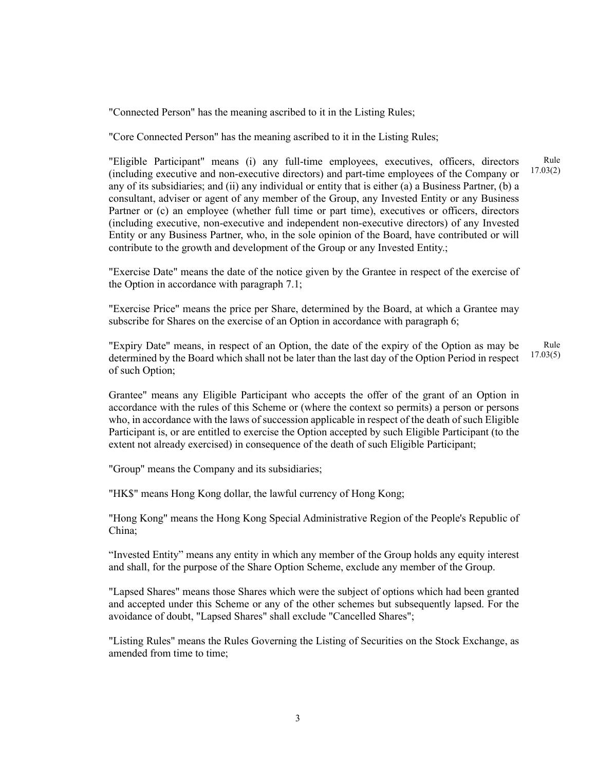"Connected Person" has the meaning ascribed to it in the Listing Rules;

"Core Connected Person" has the meaning ascribed to it in the Listing Rules;

"Eligible Participant" means (i) any full-time employees, executives, officers, directors (including executive and non-executive directors) and part-time employees of the Company or any of its subsidiaries; and (ii) any individual or entity that is either (a) a Business Partner, (b) a consultant, adviser or agent of any member of the Group, any Invested Entity or any Business Partner or (c) an employee (whether full time or part time), executives or officers, directors (including executive, non-executive and independent non-executive directors) of any Invested Entity or any Business Partner, who, in the sole opinion of the Board, have contributed or will contribute to the growth and development of the Group or any Invested Entity.;

Rule 17.03(2)

"Exercise Date" means the date of the notice given by the Grantee in respect of the exercise of the Option in accordance with paragraph 7.1;

"Exercise Price" means the price per Share, determined by the Board, at which a Grantee may subscribe for Shares on the exercise of an Option in accordance with paragraph 6;

"Expiry Date" means, in respect of an Option, the date of the expiry of the Option as may be determined by the Board which shall not be later than the last day of the Option Period in respect of such Option;

Rule 17.03(5)

Grantee" means any Eligible Participant who accepts the offer of the grant of an Option in accordance with the rules of this Scheme or (where the context so permits) a person or persons who, in accordance with the laws of succession applicable in respect of the death of such Eligible Participant is, or are entitled to exercise the Option accepted by such Eligible Participant (to the extent not already exercised) in consequence of the death of such Eligible Participant;

"Group" means the Company and its subsidiaries;

"HK$" means Hong Kong dollar, the lawful currency of Hong Kong;

"Hong Kong" means the Hong Kong Special Administrative Region of the People's Republic of China;

"Invested Entity" means any entity in which any member of the Group holds any equity interest and shall, for the purpose of the Share Option Scheme, exclude any member of the Group.

"Lapsed Shares" means those Shares which were the subject of options which had been granted and accepted under this Scheme or any of the other schemes but subsequently lapsed. For the avoidance of doubt, "Lapsed Shares" shall exclude "Cancelled Shares";

"Listing Rules" means the Rules Governing the Listing of Securities on the Stock Exchange, as amended from time to time;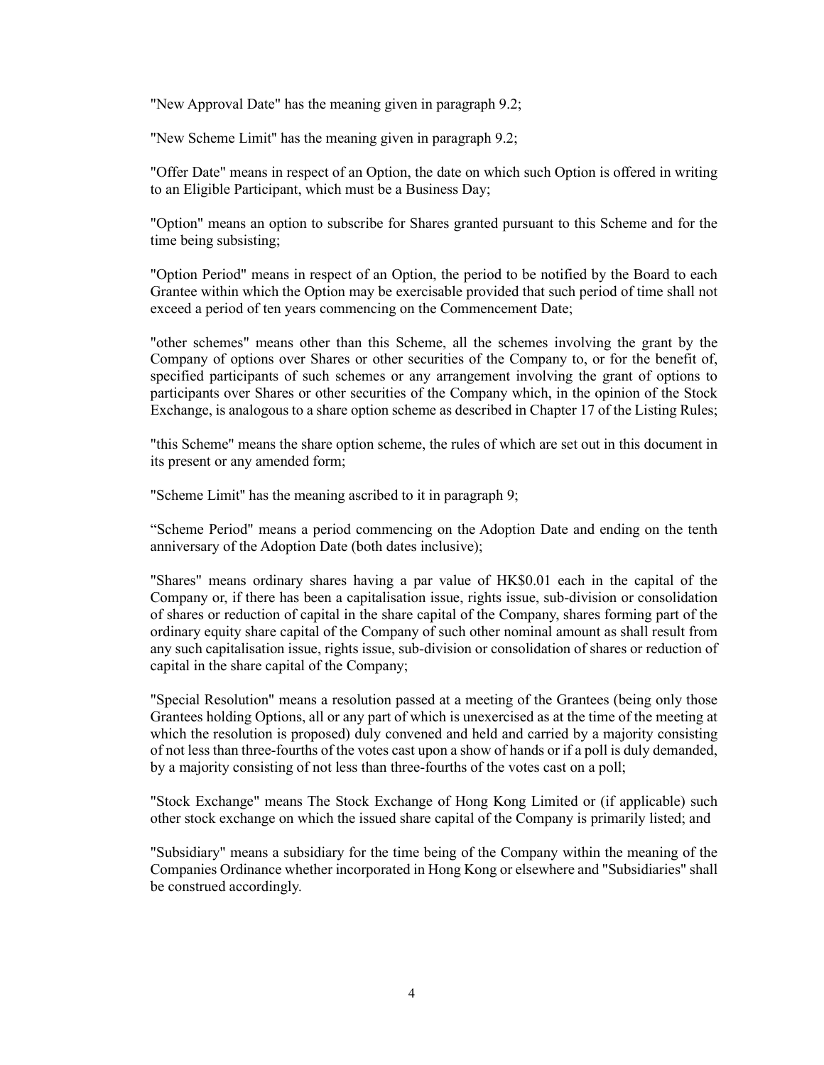"New Approval Date" has the meaning given in paragraph 9.2;

"New Scheme Limit" has the meaning given in paragraph 9.2;

"Offer Date" means in respect of an Option, the date on which such Option is offered in writing to an Eligible Participant, which must be a Business Day;

"Option" means an option to subscribe for Shares granted pursuant to this Scheme and for the time being subsisting;

"Option Period" means in respect of an Option, the period to be notified by the Board to each Grantee within which the Option may be exercisable provided that such period of time shall not exceed a period of ten years commencing on the Commencement Date;

"other schemes" means other than this Scheme, all the schemes involving the grant by the Company of options over Shares or other securities of the Company to, or for the benefit of, specified participants of such schemes or any arrangement involving the grant of options to participants over Shares or other securities of the Company which, in the opinion of the Stock Exchange, is analogous to a share option scheme as described in Chapter 17 of the Listing Rules;

"this Scheme" means the share option scheme, the rules of which are set out in this document in its present or any amended form;

"Scheme Limit" has the meaning ascribed to it in paragraph 9;

"Scheme Period" means a period commencing on the Adoption Date and ending on the tenth anniversary of the Adoption Date (both dates inclusive);

"Shares" means ordinary shares having a par value of HK$0.01 each in the capital of the Company or, if there has been a capitalisation issue, rights issue, sub-division or consolidation of shares or reduction of capital in the share capital of the Company, shares forming part of the ordinary equity share capital of the Company of such other nominal amount as shall result from any such capitalisation issue, rights issue, sub-division or consolidation of shares or reduction of capital in the share capital of the Company;

"Special Resolution" means a resolution passed at a meeting of the Grantees (being only those Grantees holding Options, all or any part of which is unexercised as at the time of the meeting at which the resolution is proposed) duly convened and held and carried by a majority consisting of not less than three-fourths of the votes cast upon a show of hands or if a poll is duly demanded, by a majority consisting of not less than three-fourths of the votes cast on a poll;

"Stock Exchange" means The Stock Exchange of Hong Kong Limited or (if applicable) such other stock exchange on which the issued share capital of the Company is primarily listed; and

"Subsidiary" means a subsidiary for the time being of the Company within the meaning of the Companies Ordinance whether incorporated in Hong Kong or elsewhere and "Subsidiaries" shall be construed accordingly.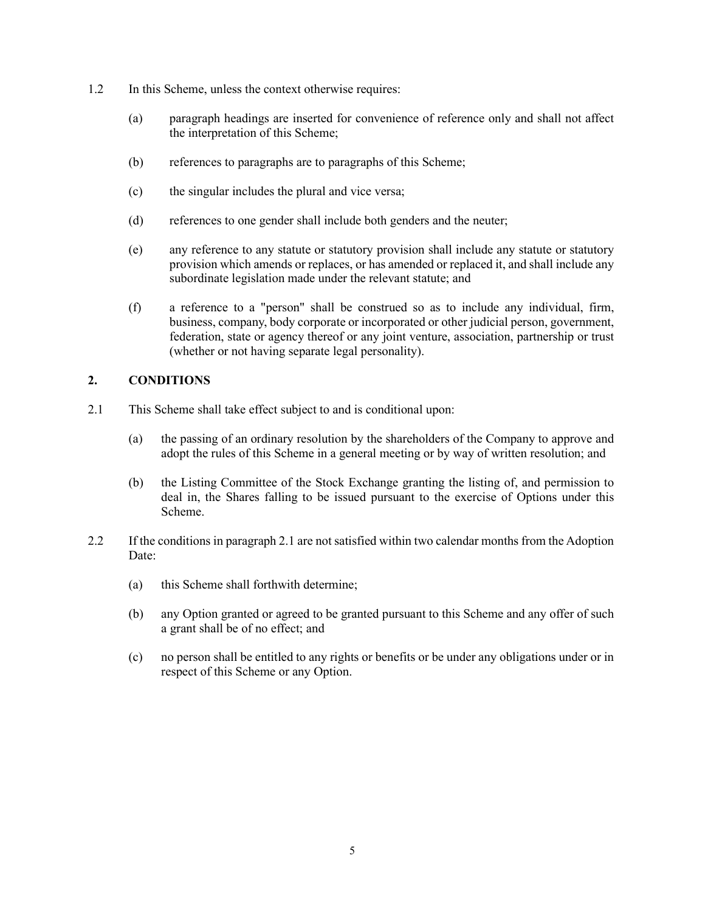1.2 In this Scheme, unless the context otherwise requires:

(a) paragraph headings are inserted for convenience of reference only and shall not affect the interpretation of this Scheme;

(b) references to paragraphs are to paragraphs of this Scheme;

(c) the singular includes the plural and vice versa;

(d) references to one gender shall include both genders and the neuter;

(e) any reference to any statute or statutory provision shall include any statute or statutory provision which amends or replaces, or has amended or replaced it, and shall include any subordinate legislation made under the relevant statute; and

(f) a reference to a "person" shall be construed so as to include any individual, firm, business, company, body corporate or incorporated or other judicial person, government, federation, state or agency thereof or any joint venture, association, partnership or trust (whether or not having separate legal personality).

## 2. CONDITIONS

2.1 This Scheme shall take effect subject to and is conditional upon:

(a) the passing of an ordinary resolution by the shareholders of the Company to approve and adopt the rules of this Scheme in a general meeting or by way of written resolution; and

(b) the Listing Committee of the Stock Exchange granting the listing of, and permission to deal in, the Shares falling to be issued pursuant to the exercise of Options under this Scheme.

2.2 If the conditions in paragraph 2.1 are not satisfied within two calendar months from the Adoption Date:

(a) this Scheme shall forthwith determine;

(b) any Option granted or agreed to be granted pursuant to this Scheme and any offer of such a grant shall be of no effect; and

(c) no person shall be entitled to any rights or benefits or be under any obligations under or in respect of this Scheme or any Option.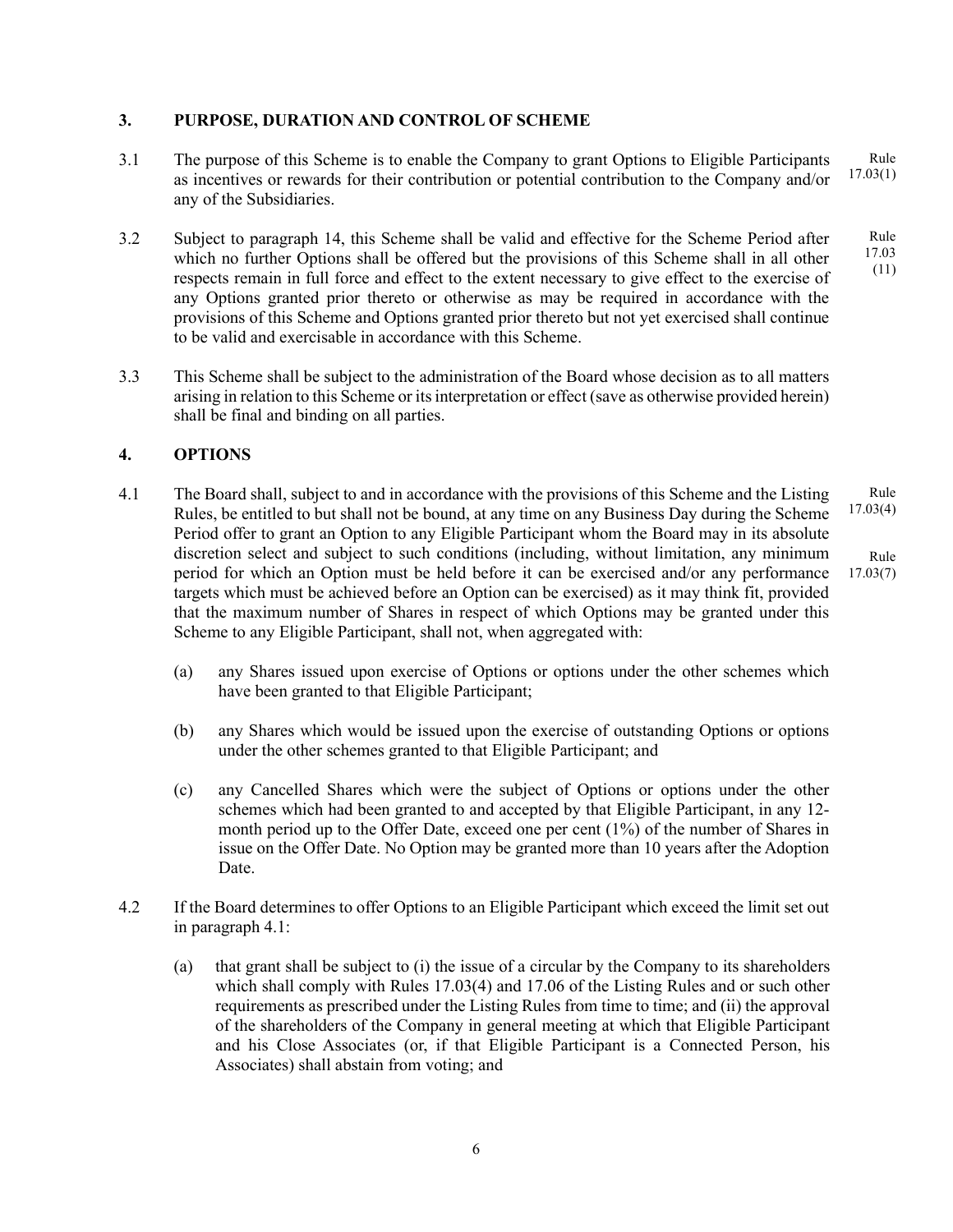## 3. PURPOSE, DURATION AND CONTROL OF SCHEME

3.1 The purpose of this Scheme is to enable the Company to grant Options to Eligible Participants as incentives or rewards for their contribution or potential contribution to the Company and/or any of the Subsidiaries. Rule 17.03(1)

3.2 Subject to paragraph 14, this Scheme shall be valid and effective for the Scheme Period after which no further Options shall be offered but the provisions of this Scheme shall in all other respects remain in full force and effect to the extent necessary to give effect to the exercise of any Options granted prior thereto or otherwise as may be required in accordance with the provisions of this Scheme and Options granted prior thereto but not yet exercised shall continue to be valid and exercisable in accordance with this Scheme. Rule 17.03 (11)

3.3 This Scheme shall be subject to the administration of the Board whose decision as to all matters arising in relation to this Scheme or its interpretation or effect (save as otherwise provided herein) shall be final and binding on all parties.

## 4. OPTIONS

4.1 The Board shall, subject to and in accordance with the provisions of this Scheme and the Listing Rules, be entitled to but shall not be bound, at any time on any Business Day during the Scheme Period offer to grant an Option to any Eligible Participant whom the Board may in its absolute discretion select and subject to such conditions (including, without limitation, any minimum period for which an Option must be held before it can be exercised and/or any performance targets which must be achieved before an Option can be exercised) as it may think fit, provided that the maximum number of Shares in respect of which Options may be granted under this Scheme to any Eligible Participant, shall not, when aggregated with: Rule 17.03(4) Rule 17.03(7)

(a) any Shares issued upon exercise of Options or options under the other schemes which have been granted to that Eligible Participant;

(b) any Shares which would be issued upon the exercise of outstanding Options or options under the other schemes granted to that Eligible Participant; and

(c) any Cancelled Shares which were the subject of Options or options under the other schemes which had been granted to and accepted by that Eligible Participant, in any 12-month period up to the Offer Date, exceed one per cent (1%) of the number of Shares in issue on the Offer Date. No Option may be granted more than 10 years after the Adoption Date.

4.2 If the Board determines to offer Options to an Eligible Participant which exceed the limit set out in paragraph 4.1:

(a) that grant shall be subject to (i) the issue of a circular by the Company to its shareholders which shall comply with Rules 17.03(4) and 17.06 of the Listing Rules and or such other requirements as prescribed under the Listing Rules from time to time; and (ii) the approval of the shareholders of the Company in general meeting at which that Eligible Participant and his Close Associates (or, if that Eligible Participant is a Connected Person, his Associates) shall abstain from voting; and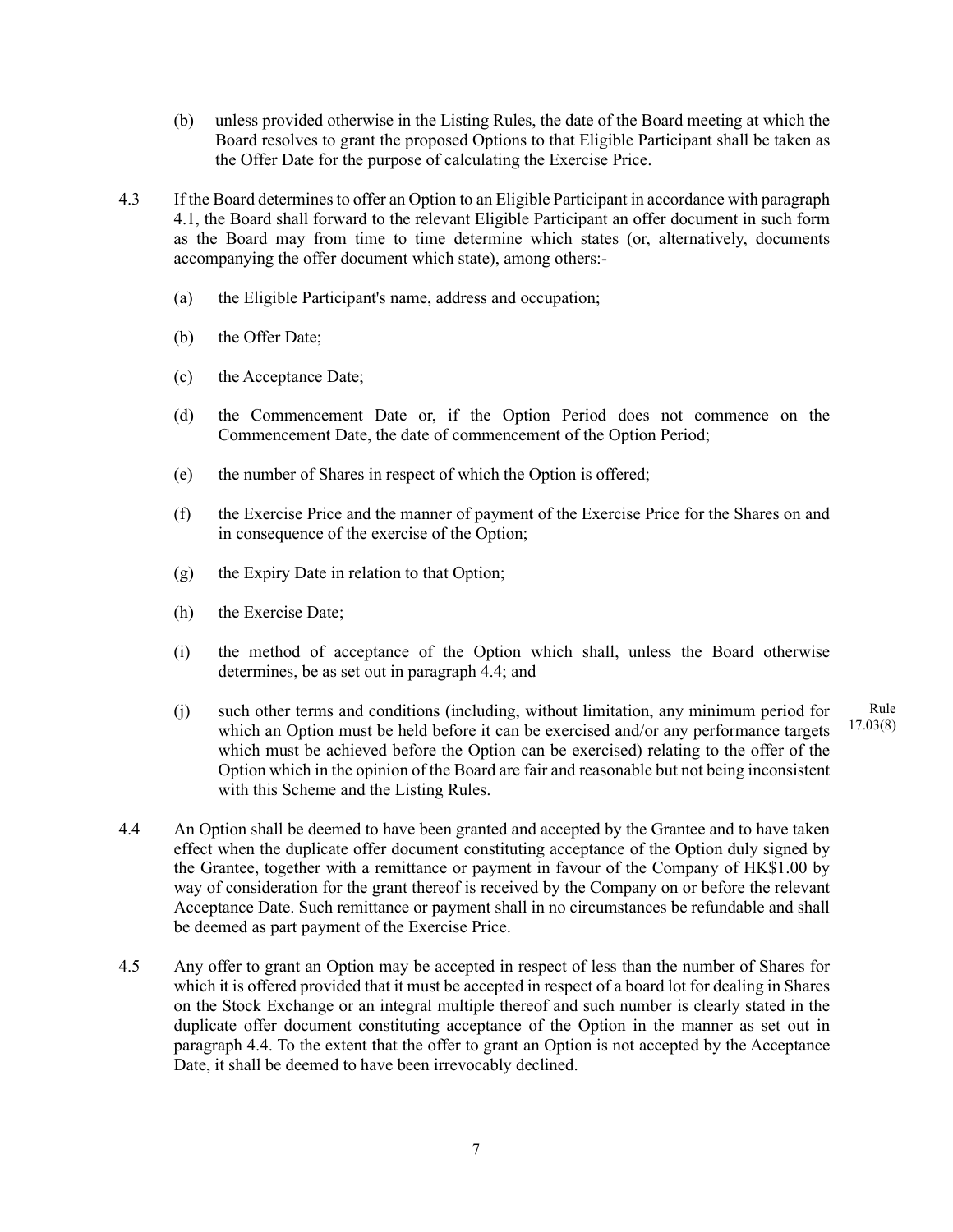(b) unless provided otherwise in the Listing Rules, the date of the Board meeting at which the Board resolves to grant the proposed Options to that Eligible Participant shall be taken as the Offer Date for the purpose of calculating the Exercise Price.

4.3 If the Board determines to offer an Option to an Eligible Participant in accordance with paragraph 4.1, the Board shall forward to the relevant Eligible Participant an offer document in such form as the Board may from time to time determine which states (or, alternatively, documents accompanying the offer document which state), among others:-

(a) the Eligible Participant's name, address and occupation;

(b) the Offer Date;

(c) the Acceptance Date;

(d) the Commencement Date or, if the Option Period does not commence on the Commencement Date, the date of commencement of the Option Period;

(e) the number of Shares in respect of which the Option is offered;

(f) the Exercise Price and the manner of payment of the Exercise Price for the Shares on and in consequence of the exercise of the Option;

(g) the Expiry Date in relation to that Option;

(h) the Exercise Date;

(i) the method of acceptance of the Option which shall, unless the Board otherwise determines, be as set out in paragraph 4.4; and

(j) such other terms and conditions (including, without limitation, any minimum period for which an Option must be held before it can be exercised and/or any performance targets which must be achieved before the Option can be exercised) relating to the offer of the Option which in the opinion of the Board are fair and reasonable but not being inconsistent with this Scheme and the Listing Rules.

Rule 17.03(8)

4.4 An Option shall be deemed to have been granted and accepted by the Grantee and to have taken effect when the duplicate offer document constituting acceptance of the Option duly signed by the Grantee, together with a remittance or payment in favour of the Company of HK$1.00 by way of consideration for the grant thereof is received by the Company on or before the relevant Acceptance Date. Such remittance or payment shall in no circumstances be refundable and shall be deemed as part payment of the Exercise Price.

4.5 Any offer to grant an Option may be accepted in respect of less than the number of Shares for which it is offered provided that it must be accepted in respect of a board lot for dealing in Shares on the Stock Exchange or an integral multiple thereof and such number is clearly stated in the duplicate offer document constituting acceptance of the Option in the manner as set out in paragraph 4.4. To the extent that the offer to grant an Option is not accepted by the Acceptance Date, it shall be deemed to have been irrevocably declined.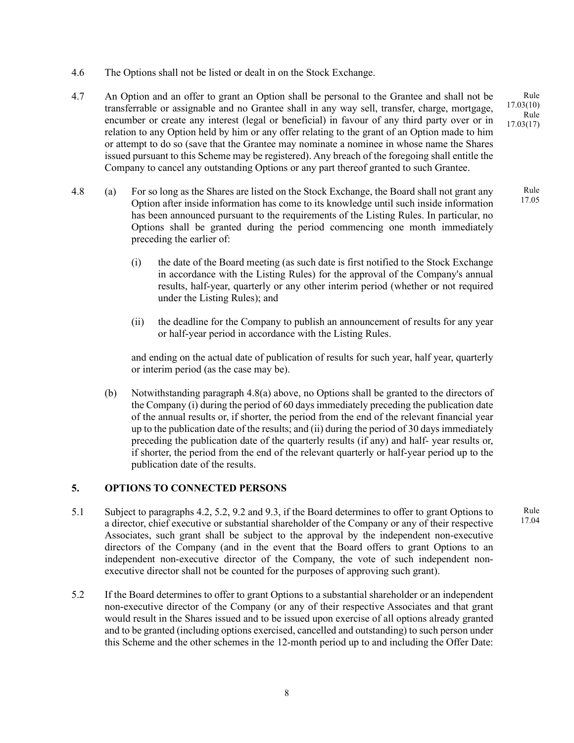4.6 The Options shall not be listed or dealt in on the Stock Exchange.

4.7 An Option and an offer to grant an Option shall be personal to the Grantee and shall not be transferrable or assignable and no Grantee shall in any way sell, transfer, charge, mortgage, encumber or create any interest (legal or beneficial) in favour of any third party over or in relation to any Option held by him or any offer relating to the grant of an Option made to him or attempt to do so (save that the Grantee may nominate a nominee in whose name the Shares issued pursuant to this Scheme may be registered). Any breach of the foregoing shall entitle the Company to cancel any outstanding Options or any part thereof granted to such Grantee.

Rule 17.03(10)
Rule 17.03(17)

4.8 (a) For so long as the Shares are listed on the Stock Exchange, the Board shall not grant any Option after inside information has come to its knowledge until such inside information has been announced pursuant to the requirements of the Listing Rules. In particular, no Options shall be granted during the period commencing one month immediately preceding the earlier of:

Rule 17.05

(i) the date of the Board meeting (as such date is first notified to the Stock Exchange in accordance with the Listing Rules) for the approval of the Company's annual results, half-year, quarterly or any other interim period (whether or not required under the Listing Rules); and

(ii) the deadline for the Company to publish an announcement of results for any year or half-year period in accordance with the Listing Rules.

and ending on the actual date of publication of results for such year, half year, quarterly or interim period (as the case may be).

(b) Notwithstanding paragraph 4.8(a) above, no Options shall be granted to the directors of the Company (i) during the period of 60 days immediately preceding the publication date of the annual results or, if shorter, the period from the end of the relevant financial year up to the publication date of the results; and (ii) during the period of 30 days immediately preceding the publication date of the quarterly results (if any) and half- year results or, if shorter, the period from the end of the relevant quarterly or half-year period up to the publication date of the results.

## 5. OPTIONS TO CONNECTED PERSONS

5.1 Subject to paragraphs 4.2, 5.2, 9.2 and 9.3, if the Board determines to offer to grant Options to a director, chief executive or substantial shareholder of the Company or any of their respective Associates, such grant shall be subject to the approval by the independent non-executive directors of the Company (and in the event that the Board offers to grant Options to an independent non-executive director of the Company, the vote of such independent non-executive director shall not be counted for the purposes of approving such grant).

Rule 17.04

5.2 If the Board determines to offer to grant Options to a substantial shareholder or an independent non-executive director of the Company (or any of their respective Associates and that grant would result in the Shares issued and to be issued upon exercise of all options already granted and to be granted (including options exercised, cancelled and outstanding) to such person under this Scheme and the other schemes in the 12-month period up to and including the Offer Date: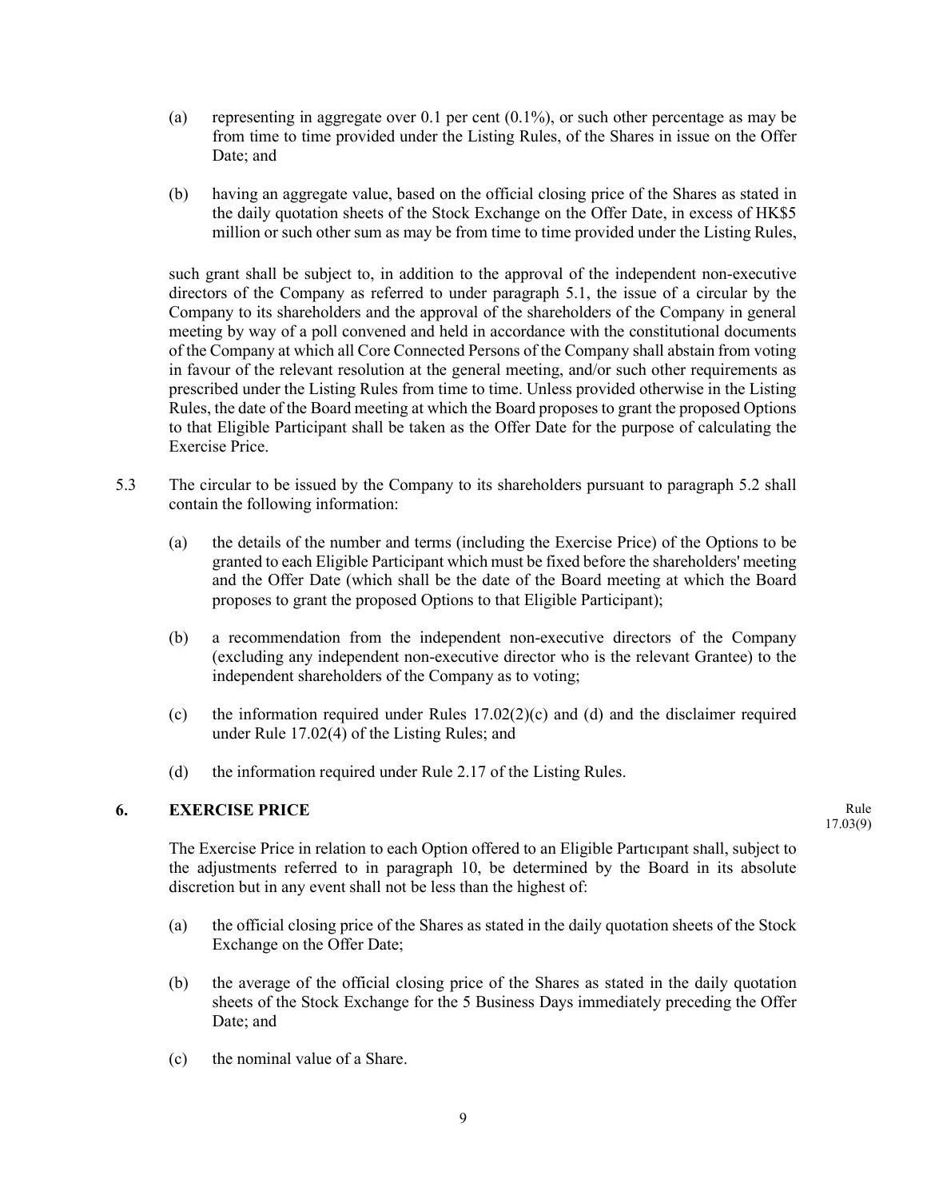(a) representing in aggregate over 0.1 per cent (0.1%), or such other percentage as may be from time to time provided under the Listing Rules, of the Shares in issue on the Offer Date; and

(b) having an aggregate value, based on the official closing price of the Shares as stated in the daily quotation sheets of the Stock Exchange on the Offer Date, in excess of HK$5 million or such other sum as may be from time to time provided under the Listing Rules,

such grant shall be subject to, in addition to the approval of the independent non-executive directors of the Company as referred to under paragraph 5.1, the issue of a circular by the Company to its shareholders and the approval of the shareholders of the Company in general meeting by way of a poll convened and held in accordance with the constitutional documents of the Company at which all Core Connected Persons of the Company shall abstain from voting in favour of the relevant resolution at the general meeting, and/or such other requirements as prescribed under the Listing Rules from time to time. Unless provided otherwise in the Listing Rules, the date of the Board meeting at which the Board proposes to grant the proposed Options to that Eligible Participant shall be taken as the Offer Date for the purpose of calculating the Exercise Price.

5.3 The circular to be issued by the Company to its shareholders pursuant to paragraph 5.2 shall contain the following information:

(a) the details of the number and terms (including the Exercise Price) of the Options to be granted to each Eligible Participant which must be fixed before the shareholders' meeting and the Offer Date (which shall be the date of the Board meeting at which the Board proposes to grant the proposed Options to that Eligible Participant);

(b) a recommendation from the independent non-executive directors of the Company (excluding any independent non-executive director who is the relevant Grantee) to the independent shareholders of the Company as to voting;

(c) the information required under Rules 17.02(2)(c) and (d) and the disclaimer required under Rule 17.02(4) of the Listing Rules; and

(d) the information required under Rule 2.17 of the Listing Rules.

## 6. EXERCISE PRICE

Rule 17.03(9)

The Exercise Price in relation to each Option offered to an Eligible Participant shall, subject to the adjustments referred to in paragraph 10, be determined by the Board in its absolute discretion but in any event shall not be less than the highest of:

(a) the official closing price of the Shares as stated in the daily quotation sheets of the Stock Exchange on the Offer Date;

(b) the average of the official closing price of the Shares as stated in the daily quotation sheets of the Stock Exchange for the 5 Business Days immediately preceding the Offer Date; and

(c) the nominal value of a Share.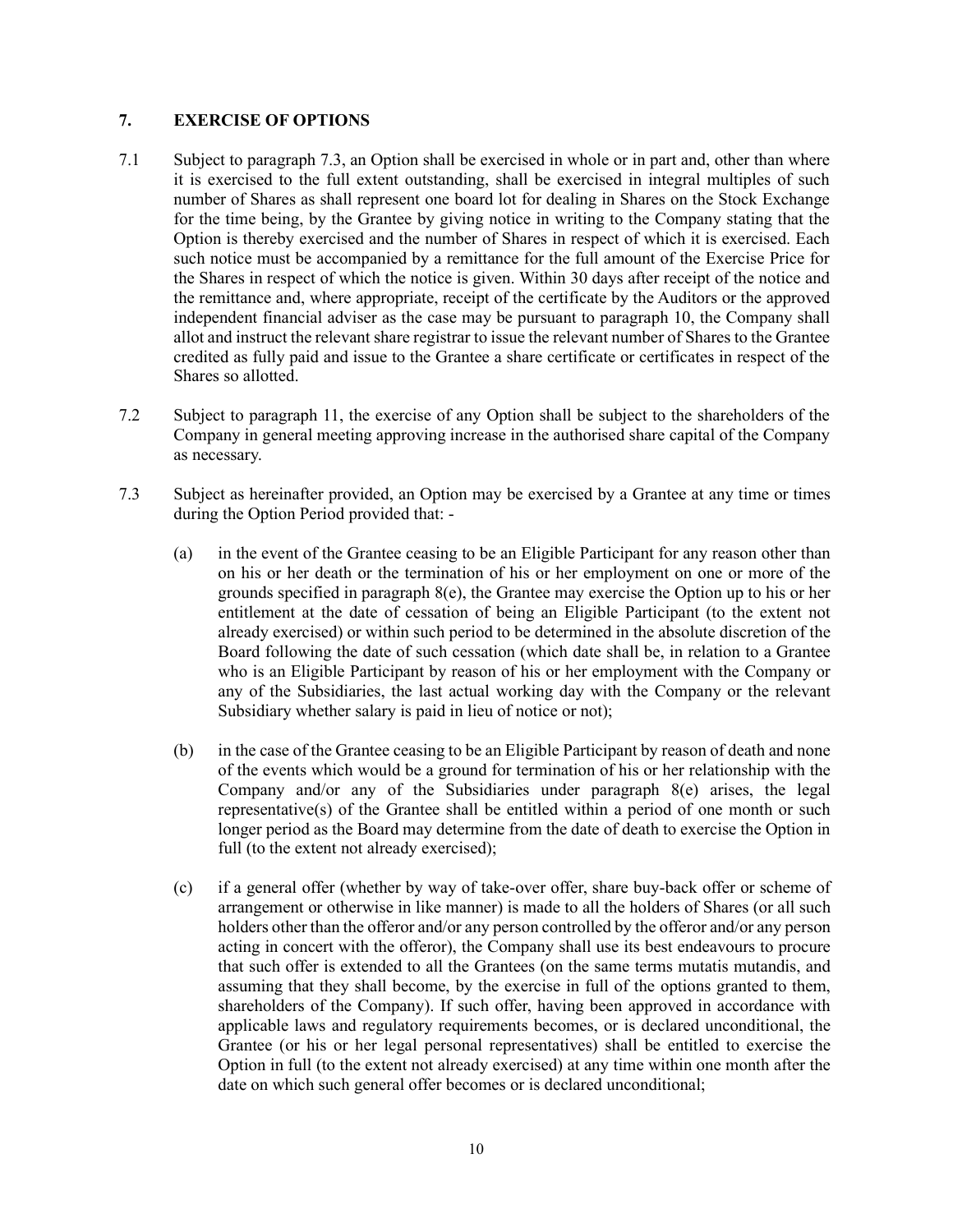## 7. EXERCISE OF OPTIONS

7.1 Subject to paragraph 7.3, an Option shall be exercised in whole or in part and, other than where it is exercised to the full extent outstanding, shall be exercised in integral multiples of such number of Shares as shall represent one board lot for dealing in Shares on the Stock Exchange for the time being, by the Grantee by giving notice in writing to the Company stating that the Option is thereby exercised and the number of Shares in respect of which it is exercised. Each such notice must be accompanied by a remittance for the full amount of the Exercise Price for the Shares in respect of which the notice is given. Within 30 days after receipt of the notice and the remittance and, where appropriate, receipt of the certificate by the Auditors or the approved independent financial adviser as the case may be pursuant to paragraph 10, the Company shall allot and instruct the relevant share registrar to issue the relevant number of Shares to the Grantee credited as fully paid and issue to the Grantee a share certificate or certificates in respect of the Shares so allotted.

7.2 Subject to paragraph 11, the exercise of any Option shall be subject to the shareholders of the Company in general meeting approving increase in the authorised share capital of the Company as necessary.

7.3 Subject as hereinafter provided, an Option may be exercised by a Grantee at any time or times during the Option Period provided that: -

(a) in the event of the Grantee ceasing to be an Eligible Participant for any reason other than on his or her death or the termination of his or her employment on one or more of the grounds specified in paragraph 8(e), the Grantee may exercise the Option up to his or her entitlement at the date of cessation of being an Eligible Participant (to the extent not already exercised) or within such period to be determined in the absolute discretion of the Board following the date of such cessation (which date shall be, in relation to a Grantee who is an Eligible Participant by reason of his or her employment with the Company or any of the Subsidiaries, the last actual working day with the Company or the relevant Subsidiary whether salary is paid in lieu of notice or not);

(b) in the case of the Grantee ceasing to be an Eligible Participant by reason of death and none of the events which would be a ground for termination of his or her relationship with the Company and/or any of the Subsidiaries under paragraph 8(e) arises, the legal representative(s) of the Grantee shall be entitled within a period of one month or such longer period as the Board may determine from the date of death to exercise the Option in full (to the extent not already exercised);

(c) if a general offer (whether by way of take-over offer, share buy-back offer or scheme of arrangement or otherwise in like manner) is made to all the holders of Shares (or all such holders other than the offeror and/or any person controlled by the offeror and/or any person acting in concert with the offeror), the Company shall use its best endeavours to procure that such offer is extended to all the Grantees (on the same terms mutatis mutandis, and assuming that they shall become, by the exercise in full of the options granted to them, shareholders of the Company). If such offer, having been approved in accordance with applicable laws and regulatory requirements becomes, or is declared unconditional, the Grantee (or his or her legal personal representatives) shall be entitled to exercise the Option in full (to the extent not already exercised) at any time within one month after the date on which such general offer becomes or is declared unconditional;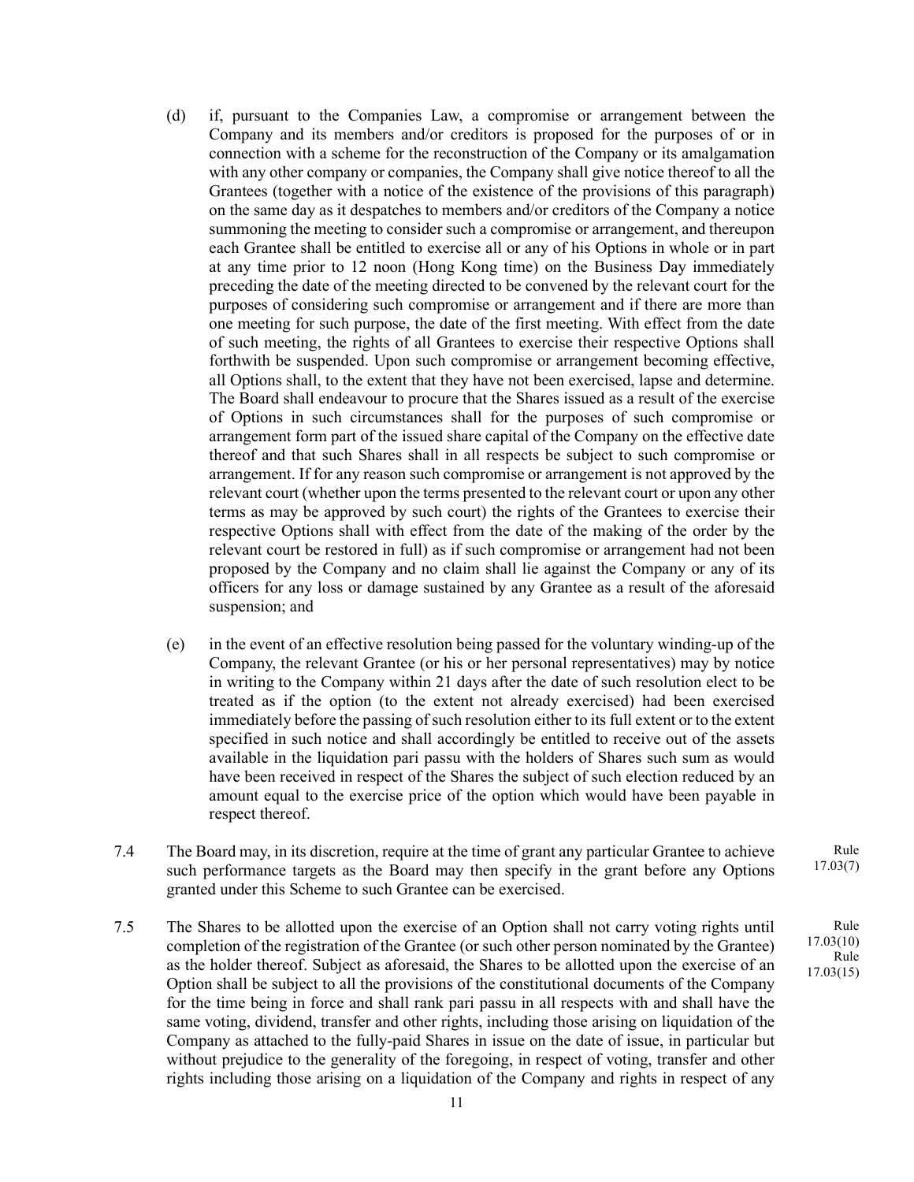(d) if, pursuant to the Companies Law, a compromise or arrangement between the Company and its members and/or creditors is proposed for the purposes of or in connection with a scheme for the reconstruction of the Company or its amalgamation with any other company or companies, the Company shall give notice thereof to all the Grantees (together with a notice of the existence of the provisions of this paragraph) on the same day as it despatches to members and/or creditors of the Company a notice summoning the meeting to consider such a compromise or arrangement, and thereupon each Grantee shall be entitled to exercise all or any of his Options in whole or in part at any time prior to 12 noon (Hong Kong time) on the Business Day immediately preceding the date of the meeting directed to be convened by the relevant court for the purposes of considering such compromise or arrangement and if there are more than one meeting for such purpose, the date of the first meeting. With effect from the date of such meeting, the rights of all Grantees to exercise their respective Options shall forthwith be suspended. Upon such compromise or arrangement becoming effective, all Options shall, to the extent that they have not been exercised, lapse and determine. The Board shall endeavour to procure that the Shares issued as a result of the exercise of Options in such circumstances shall for the purposes of such compromise or arrangement form part of the issued share capital of the Company on the effective date thereof and that such Shares shall in all respects be subject to such compromise or arrangement. If for any reason such compromise or arrangement is not approved by the relevant court (whether upon the terms presented to the relevant court or upon any other terms as may be approved by such court) the rights of the Grantees to exercise their respective Options shall with effect from the date of the making of the order by the relevant court be restored in full) as if such compromise or arrangement had not been proposed by the Company and no claim shall lie against the Company or any of its officers for any loss or damage sustained by any Grantee as a result of the aforesaid suspension; and

(e) in the event of an effective resolution being passed for the voluntary winding-up of the Company, the relevant Grantee (or his or her personal representatives) may by notice in writing to the Company within 21 days after the date of such resolution elect to be treated as if the option (to the extent not already exercised) had been exercised immediately before the passing of such resolution either to its full extent or to the extent specified in such notice and shall accordingly be entitled to receive out of the assets available in the liquidation pari passu with the holders of Shares such sum as would have been received in respect of the Shares the subject of such election reduced by an amount equal to the exercise price of the option which would have been payable in respect thereof.

7.4 The Board may, in its discretion, require at the time of grant any particular Grantee to achieve such performance targets as the Board may then specify in the grant before any Options granted under this Scheme to such Grantee can be exercised. Rule 17.03(7)

7.5 The Shares to be allotted upon the exercise of an Option shall not carry voting rights until completion of the registration of the Grantee (or such other person nominated by the Grantee) as the holder thereof. Subject as aforesaid, the Shares to be allotted upon the exercise of an Option shall be subject to all the provisions of the constitutional documents of the Company for the time being in force and shall rank pari passu in all respects with and shall have the same voting, dividend, transfer and other rights, including those arising on liquidation of the Company as attached to the fully-paid Shares in issue on the date of issue, in particular but without prejudice to the generality of the foregoing, in respect of voting, transfer and other rights including those arising on a liquidation of the Company and rights in respect of any Rule 17.03(10) Rule 17.03(15)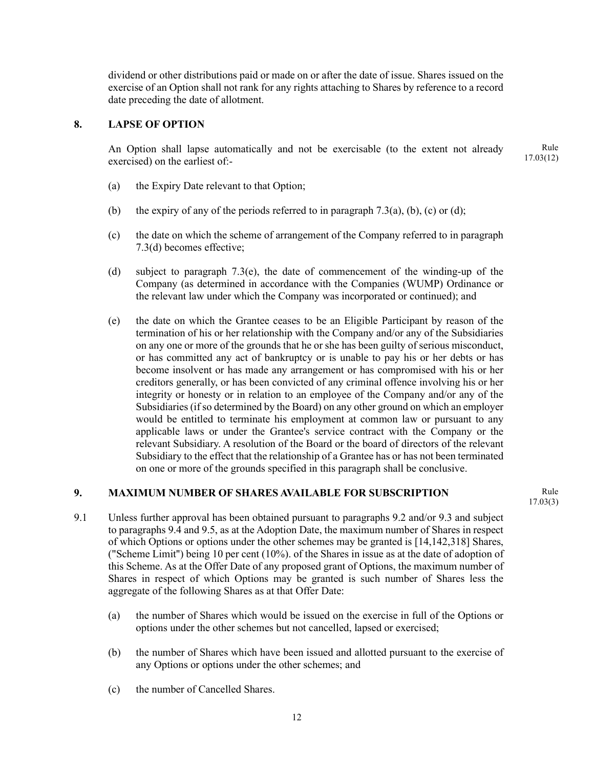dividend or other distributions paid or made on or after the date of issue. Shares issued on the exercise of an Option shall not rank for any rights attaching to Shares by reference to a record date preceding the date of allotment.

## 8. LAPSE OF OPTION

Rule 17.03(12)

An Option shall lapse automatically and not be exercisable (to the extent not already exercised) on the earliest of:-

(a) the Expiry Date relevant to that Option;

(b) the expiry of any of the periods referred to in paragraph 7.3(a), (b), (c) or (d);

(c) the date on which the scheme of arrangement of the Company referred to in paragraph 7.3(d) becomes effective;

(d) subject to paragraph 7.3(e), the date of commencement of the winding-up of the Company (as determined in accordance with the Companies (WUMP) Ordinance or the relevant law under which the Company was incorporated or continued); and

(e) the date on which the Grantee ceases to be an Eligible Participant by reason of the termination of his or her relationship with the Company and/or any of the Subsidiaries on any one or more of the grounds that he or she has been guilty of serious misconduct, or has committed any act of bankruptcy or is unable to pay his or her debts or has become insolvent or has made any arrangement or has compromised with his or her creditors generally, or has been convicted of any criminal offence involving his or her integrity or honesty or in relation to an employee of the Company and/or any of the Subsidiaries (if so determined by the Board) on any other ground on which an employer would be entitled to terminate his employment at common law or pursuant to any applicable laws or under the Grantee's service contract with the Company or the relevant Subsidiary. A resolution of the Board or the board of directors of the relevant Subsidiary to the effect that the relationship of a Grantee has or has not been terminated on one or more of the grounds specified in this paragraph shall be conclusive.

## 9. MAXIMUM NUMBER OF SHARES AVAILABLE FOR SUBSCRIPTION

Rule 17.03(3)

9.1 Unless further approval has been obtained pursuant to paragraphs 9.2 and/or 9.3 and subject to paragraphs 9.4 and 9.5, as at the Adoption Date, the maximum number of Shares in respect of which Options or options under the other schemes may be granted is [14,142,318] Shares, ("Scheme Limit") being 10 per cent (10%). of the Shares in issue as at the date of adoption of this Scheme. As at the Offer Date of any proposed grant of Options, the maximum number of Shares in respect of which Options may be granted is such number of Shares less the aggregate of the following Shares as at that Offer Date:

(a) the number of Shares which would be issued on the exercise in full of the Options or options under the other schemes but not cancelled, lapsed or exercised;

(b) the number of Shares which have been issued and allotted pursuant to the exercise of any Options or options under the other schemes; and

(c) the number of Cancelled Shares.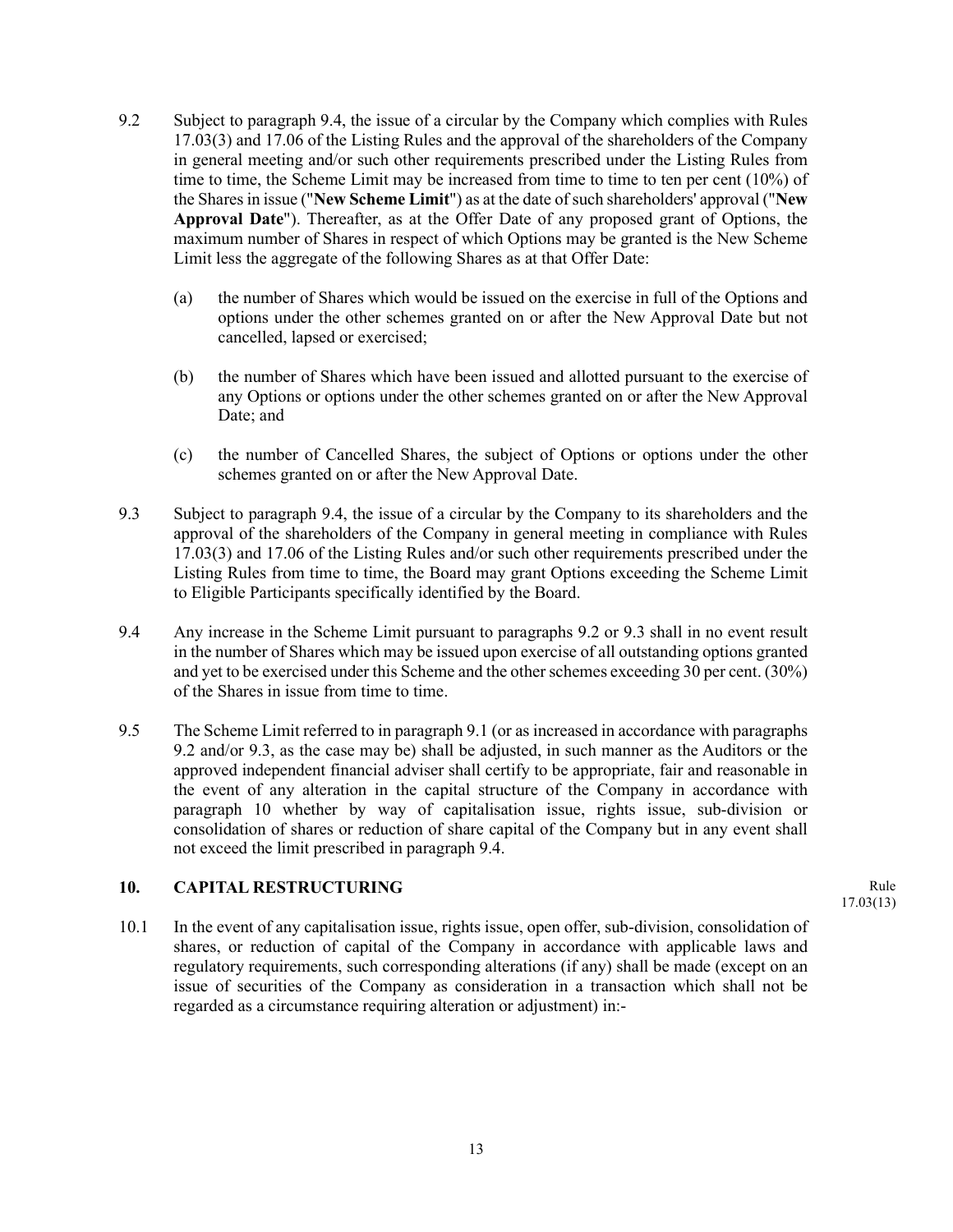9.2 Subject to paragraph 9.4, the issue of a circular by the Company which complies with Rules 17.03(3) and 17.06 of the Listing Rules and the approval of the shareholders of the Company in general meeting and/or such other requirements prescribed under the Listing Rules from time to time, the Scheme Limit may be increased from time to time to ten per cent (10%) of the Shares in issue ("**New Scheme Limit**") as at the date of such shareholders' approval ("**New Approval Date**"). Thereafter, as at the Offer Date of any proposed grant of Options, the maximum number of Shares in respect of which Options may be granted is the New Scheme Limit less the aggregate of the following Shares as at that Offer Date:

(a) the number of Shares which would be issued on the exercise in full of the Options and options under the other schemes granted on or after the New Approval Date but not cancelled, lapsed or exercised;

(b) the number of Shares which have been issued and allotted pursuant to the exercise of any Options or options under the other schemes granted on or after the New Approval Date; and

(c) the number of Cancelled Shares, the subject of Options or options under the other schemes granted on or after the New Approval Date.

9.3 Subject to paragraph 9.4, the issue of a circular by the Company to its shareholders and the approval of the shareholders of the Company in general meeting in compliance with Rules 17.03(3) and 17.06 of the Listing Rules and/or such other requirements prescribed under the Listing Rules from time to time, the Board may grant Options exceeding the Scheme Limit to Eligible Participants specifically identified by the Board.

9.4 Any increase in the Scheme Limit pursuant to paragraphs 9.2 or 9.3 shall in no event result in the number of Shares which may be issued upon exercise of all outstanding options granted and yet to be exercised under this Scheme and the other schemes exceeding 30 per cent. (30%) of the Shares in issue from time to time.

9.5 The Scheme Limit referred to in paragraph 9.1 (or as increased in accordance with paragraphs 9.2 and/or 9.3, as the case may be) shall be adjusted, in such manner as the Auditors or the approved independent financial adviser shall certify to be appropriate, fair and reasonable in the event of any alteration in the capital structure of the Company in accordance with paragraph 10 whether by way of capitalisation issue, rights issue, sub-division or consolidation of shares or reduction of share capital of the Company but in any event shall not exceed the limit prescribed in paragraph 9.4.

## 10. CAPITAL RESTRUCTURING

Rule 17.03(13)

10.1 In the event of any capitalisation issue, rights issue, open offer, sub-division, consolidation of shares, or reduction of capital of the Company in accordance with applicable laws and regulatory requirements, such corresponding alterations (if any) shall be made (except on an issue of securities of the Company as consideration in a transaction which shall not be regarded as a circumstance requiring alteration or adjustment) in:-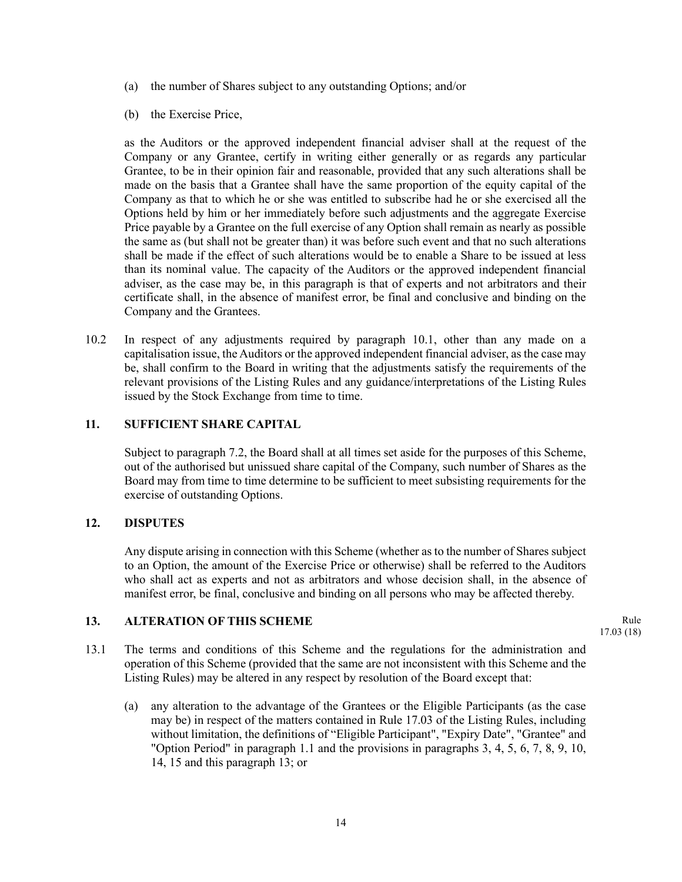(a) the number of Shares subject to any outstanding Options; and/or

(b) the Exercise Price,

as the Auditors or the approved independent financial adviser shall at the request of the Company or any Grantee, certify in writing either generally or as regards any particular Grantee, to be in their opinion fair and reasonable, provided that any such alterations shall be made on the basis that a Grantee shall have the same proportion of the equity capital of the Company as that to which he or she was entitled to subscribe had he or she exercised all the Options held by him or her immediately before such adjustments and the aggregate Exercise Price payable by a Grantee on the full exercise of any Option shall remain as nearly as possible the same as (but shall not be greater than) it was before such event and that no such alterations shall be made if the effect of such alterations would be to enable a Share to be issued at less than its nominal value. The capacity of the Auditors or the approved independent financial adviser, as the case may be, in this paragraph is that of experts and not arbitrators and their certificate shall, in the absence of manifest error, be final and conclusive and binding on the Company and the Grantees.

10.2 In respect of any adjustments required by paragraph 10.1, other than any made on a capitalisation issue, the Auditors or the approved independent financial adviser, as the case may be, shall confirm to the Board in writing that the adjustments satisfy the requirements of the relevant provisions of the Listing Rules and any guidance/interpretations of the Listing Rules issued by the Stock Exchange from time to time.

## 11. SUFFICIENT SHARE CAPITAL

Subject to paragraph 7.2, the Board shall at all times set aside for the purposes of this Scheme, out of the authorised but unissued share capital of the Company, such number of Shares as the Board may from time to time determine to be sufficient to meet subsisting requirements for the exercise of outstanding Options.

## 12. DISPUTES

Any dispute arising in connection with this Scheme (whether as to the number of Shares subject to an Option, the amount of the Exercise Price or otherwise) shall be referred to the Auditors who shall act as experts and not as arbitrators and whose decision shall, in the absence of manifest error, be final, conclusive and binding on all persons who may be affected thereby.

## 13. ALTERATION OF THIS SCHEME

Rule 17.03 (18)

13.1 The terms and conditions of this Scheme and the regulations for the administration and operation of this Scheme (provided that the same are not inconsistent with this Scheme and the Listing Rules) may be altered in any respect by resolution of the Board except that:

(a) any alteration to the advantage of the Grantees or the Eligible Participants (as the case may be) in respect of the matters contained in Rule 17.03 of the Listing Rules, including without limitation, the definitions of "Eligible Participant", "Expiry Date", "Grantee" and "Option Period" in paragraph 1.1 and the provisions in paragraphs 3, 4, 5, 6, 7, 8, 9, 10, 14, 15 and this paragraph 13; or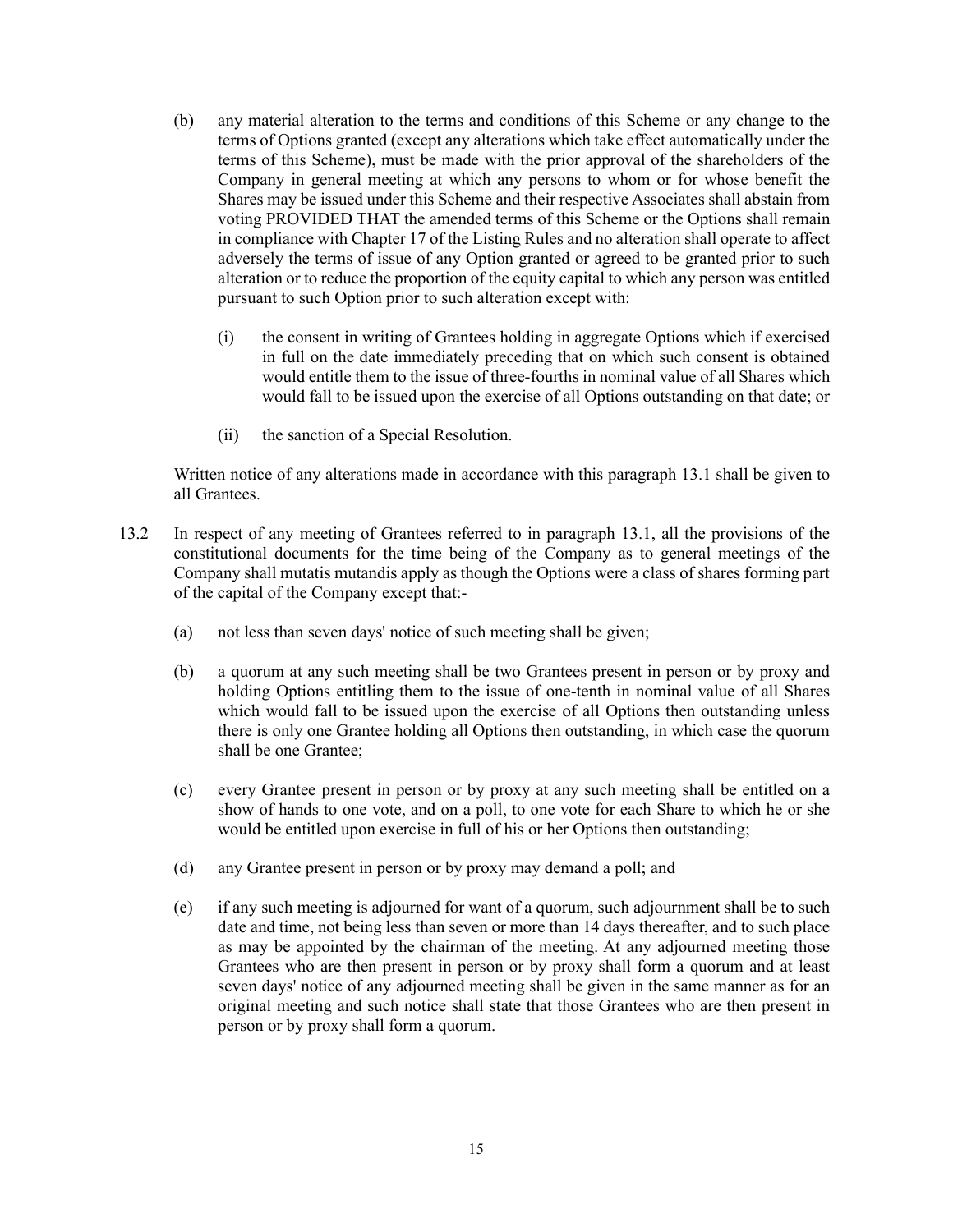(b) any material alteration to the terms and conditions of this Scheme or any change to the terms of Options granted (except any alterations which take effect automatically under the terms of this Scheme), must be made with the prior approval of the shareholders of the Company in general meeting at which any persons to whom or for whose benefit the Shares may be issued under this Scheme and their respective Associates shall abstain from voting PROVIDED THAT the amended terms of this Scheme or the Options shall remain in compliance with Chapter 17 of the Listing Rules and no alteration shall operate to affect adversely the terms of issue of any Option granted or agreed to be granted prior to such alteration or to reduce the proportion of the equity capital to which any person was entitled pursuant to such Option prior to such alteration except with:

   (i) the consent in writing of Grantees holding in aggregate Options which if exercised in full on the date immediately preceding that on which such consent is obtained would entitle them to the issue of three-fourths in nominal value of all Shares which would fall to be issued upon the exercise of all Options outstanding on that date; or

   (ii) the sanction of a Special Resolution.

Written notice of any alterations made in accordance with this paragraph 13.1 shall be given to all Grantees.

13.2 In respect of any meeting of Grantees referred to in paragraph 13.1, all the provisions of the constitutional documents for the time being of the Company as to general meetings of the Company shall mutatis mutandis apply as though the Options were a class of shares forming part of the capital of the Company except that:-

(a) not less than seven days' notice of such meeting shall be given;

(b) a quorum at any such meeting shall be two Grantees present in person or by proxy and holding Options entitling them to the issue of one-tenth in nominal value of all Shares which would fall to be issued upon the exercise of all Options then outstanding unless there is only one Grantee holding all Options then outstanding, in which case the quorum shall be one Grantee;

(c) every Grantee present in person or by proxy at any such meeting shall be entitled on a show of hands to one vote, and on a poll, to one vote for each Share to which he or she would be entitled upon exercise in full of his or her Options then outstanding;

(d) any Grantee present in person or by proxy may demand a poll; and

(e) if any such meeting is adjourned for want of a quorum, such adjournment shall be to such date and time, not being less than seven or more than 14 days thereafter, and to such place as may be appointed by the chairman of the meeting. At any adjourned meeting those Grantees who are then present in person or by proxy shall form a quorum and at least seven days' notice of any adjourned meeting shall be given in the same manner as for an original meeting and such notice shall state that those Grantees who are then present in person or by proxy shall form a quorum.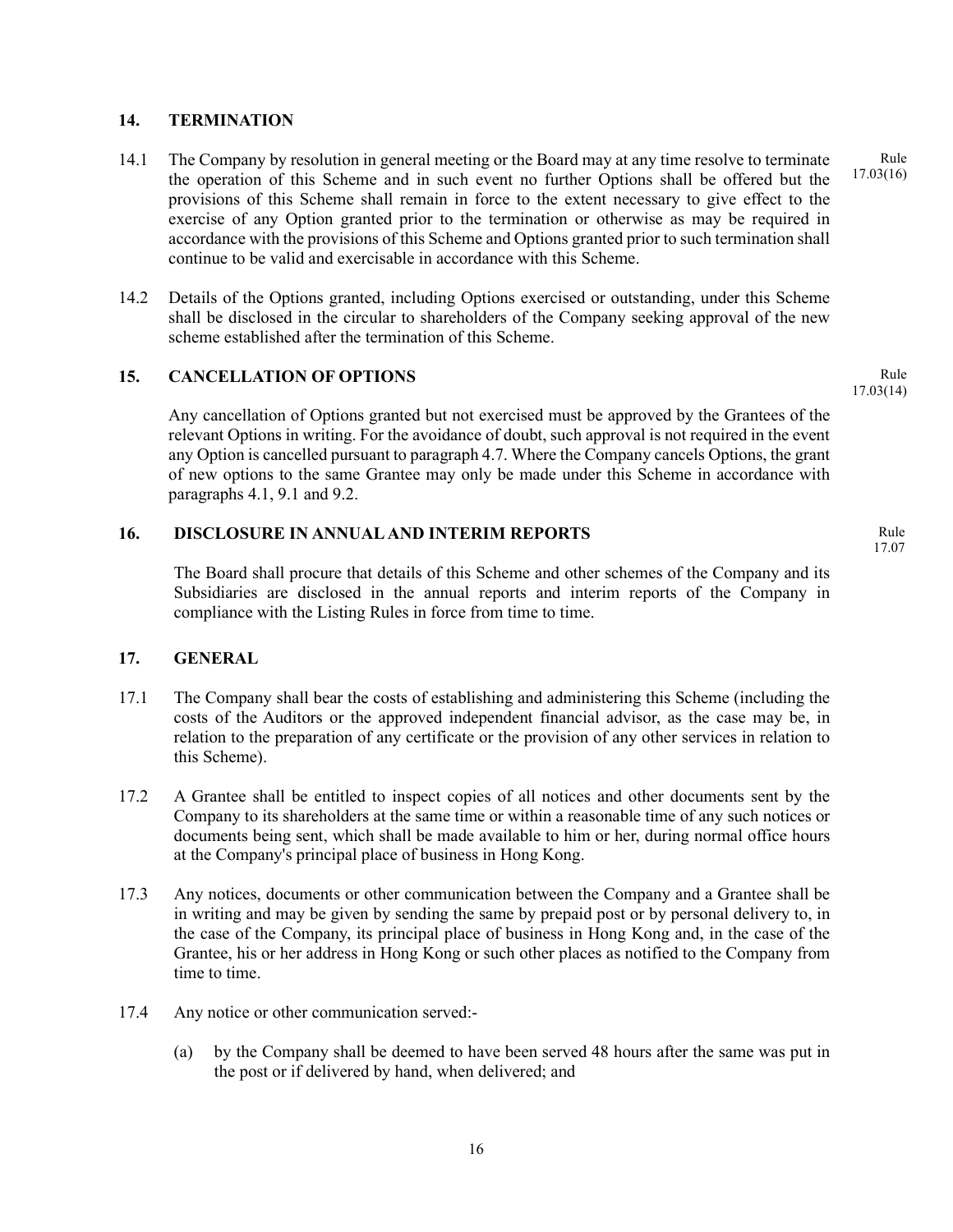## 14. TERMINATION

14.1 The Company by resolution in general meeting or the Board may at any time resolve to terminate the operation of this Scheme and in such event no further Options shall be offered but the provisions of this Scheme shall remain in force to the extent necessary to give effect to the exercise of any Option granted prior to the termination or otherwise as may be required in accordance with the provisions of this Scheme and Options granted prior to such termination shall continue to be valid and exercisable in accordance with this Scheme.

Rule 17.03(16)

14.2 Details of the Options granted, including Options exercised or outstanding, under this Scheme shall be disclosed in the circular to shareholders of the Company seeking approval of the new scheme established after the termination of this Scheme.

## 15. CANCELLATION OF OPTIONS

Rule 17.03(14)

Any cancellation of Options granted but not exercised must be approved by the Grantees of the relevant Options in writing. For the avoidance of doubt, such approval is not required in the event any Option is cancelled pursuant to paragraph 4.7. Where the Company cancels Options, the grant of new options to the same Grantee may only be made under this Scheme in accordance with paragraphs 4.1, 9.1 and 9.2.

## 16. DISCLOSURE IN ANNUAL AND INTERIM REPORTS

Rule 17.07

The Board shall procure that details of this Scheme and other schemes of the Company and its Subsidiaries are disclosed in the annual reports and interim reports of the Company in compliance with the Listing Rules in force from time to time.

## 17. GENERAL

17.1 The Company shall bear the costs of establishing and administering this Scheme (including the costs of the Auditors or the approved independent financial advisor, as the case may be, in relation to the preparation of any certificate or the provision of any other services in relation to this Scheme).

17.2 A Grantee shall be entitled to inspect copies of all notices and other documents sent by the Company to its shareholders at the same time or within a reasonable time of any such notices or documents being sent, which shall be made available to him or her, during normal office hours at the Company's principal place of business in Hong Kong.

17.3 Any notices, documents or other communication between the Company and a Grantee shall be in writing and may be given by sending the same by prepaid post or by personal delivery to, in the case of the Company, its principal place of business in Hong Kong and, in the case of the Grantee, his or her address in Hong Kong or such other places as notified to the Company from time to time.

17.4 Any notice or other communication served:-

(a) by the Company shall be deemed to have been served 48 hours after the same was put in the post or if delivered by hand, when delivered; and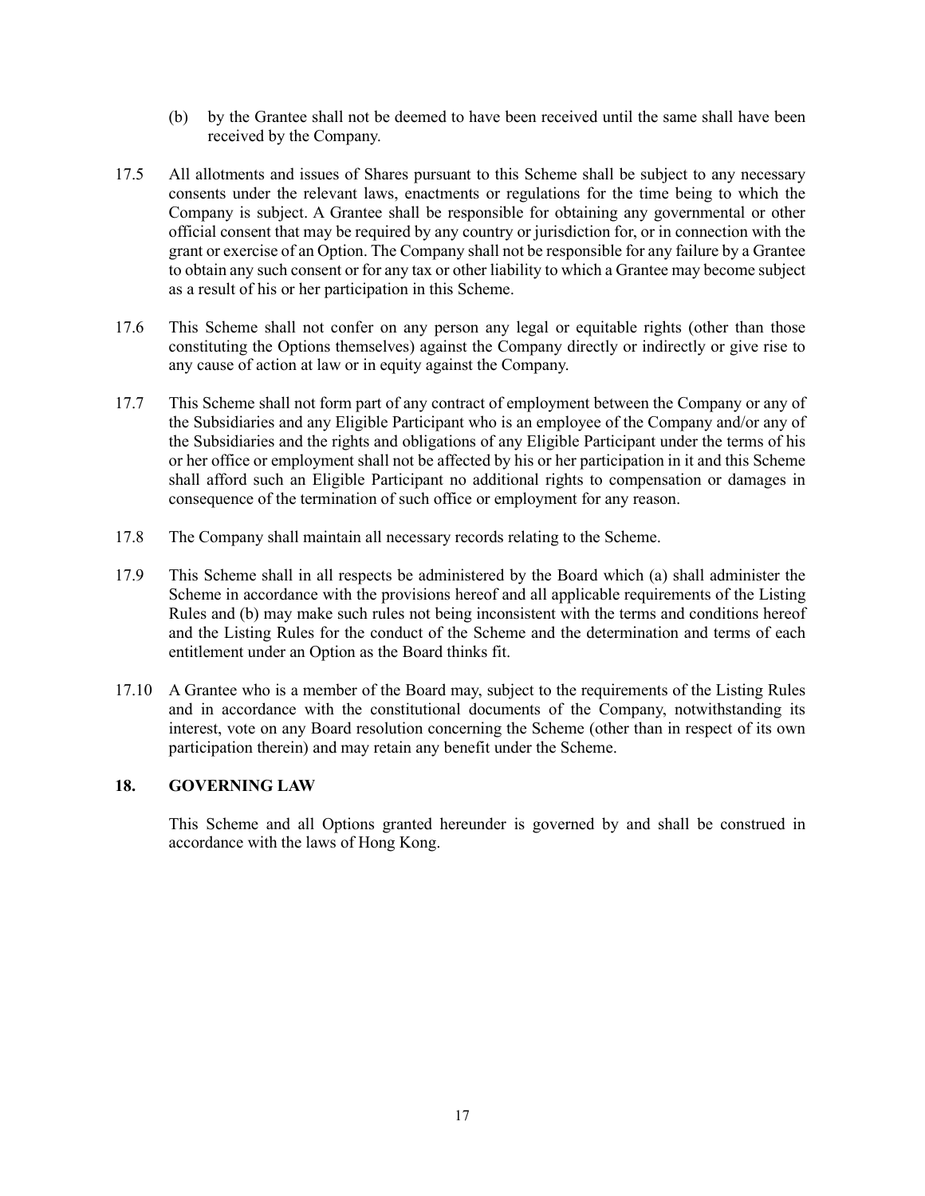(b) by the Grantee shall not be deemed to have been received until the same shall have been received by the Company.

17.5 All allotments and issues of Shares pursuant to this Scheme shall be subject to any necessary consents under the relevant laws, enactments or regulations for the time being to which the Company is subject. A Grantee shall be responsible for obtaining any governmental or other official consent that may be required by any country or jurisdiction for, or in connection with the grant or exercise of an Option. The Company shall not be responsible for any failure by a Grantee to obtain any such consent or for any tax or other liability to which a Grantee may become subject as a result of his or her participation in this Scheme.

17.6 This Scheme shall not confer on any person any legal or equitable rights (other than those constituting the Options themselves) against the Company directly or indirectly or give rise to any cause of action at law or in equity against the Company.

17.7 This Scheme shall not form part of any contract of employment between the Company or any of the Subsidiaries and any Eligible Participant who is an employee of the Company and/or any of the Subsidiaries and the rights and obligations of any Eligible Participant under the terms of his or her office or employment shall not be affected by his or her participation in it and this Scheme shall afford such an Eligible Participant no additional rights to compensation or damages in consequence of the termination of such office or employment for any reason.

17.8 The Company shall maintain all necessary records relating to the Scheme.

17.9 This Scheme shall in all respects be administered by the Board which (a) shall administer the Scheme in accordance with the provisions hereof and all applicable requirements of the Listing Rules and (b) may make such rules not being inconsistent with the terms and conditions hereof and the Listing Rules for the conduct of the Scheme and the determination and terms of each entitlement under an Option as the Board thinks fit.

17.10 A Grantee who is a member of the Board may, subject to the requirements of the Listing Rules and in accordance with the constitutional documents of the Company, notwithstanding its interest, vote on any Board resolution concerning the Scheme (other than in respect of its own participation therein) and may retain any benefit under the Scheme.

## 18. GOVERNING LAW

This Scheme and all Options granted hereunder is governed by and shall be construed in accordance with the laws of Hong Kong.